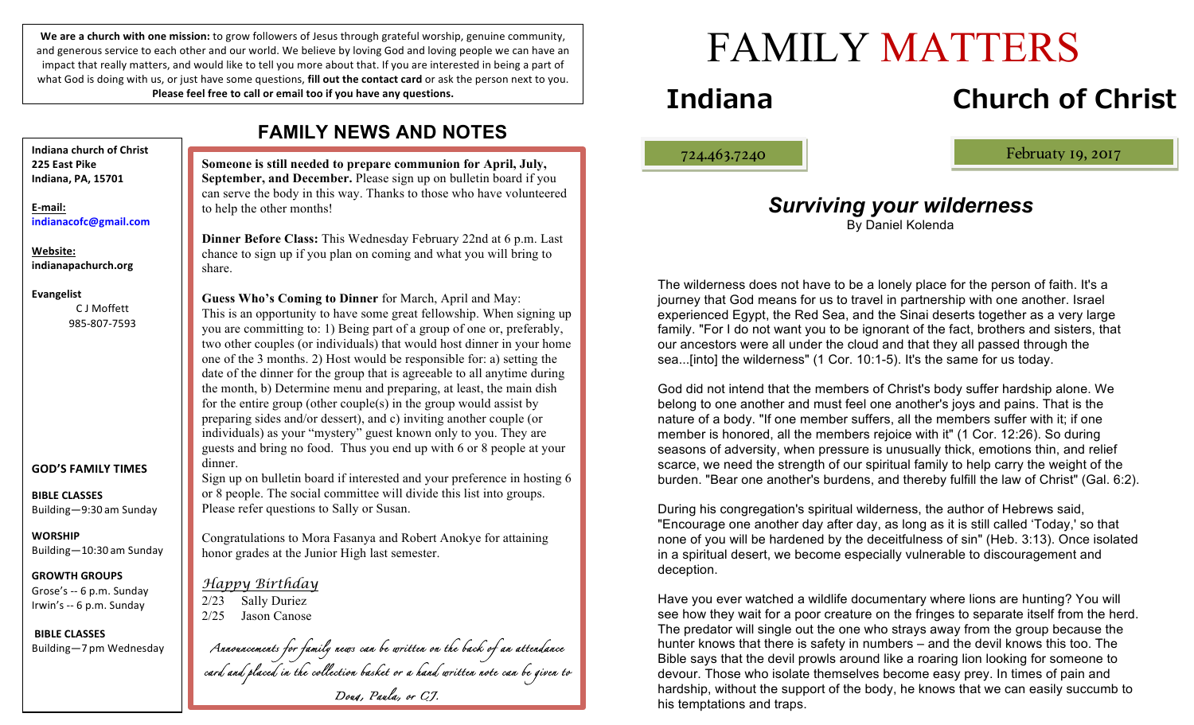# FAMILY MATTERS

## Indiana Church of Christ

724.463.7240

Februaty 19, 2017

**We are a church with one mission:** to grow followers of Jesus through grateful worship, genuine community, and generous service to each other and our world. We believe by loving God and loving people we can have an impact that really matters, and would like to tell you more about that. If you are interested in being a part of what God is doing with us, or just have some questions, **fill out the contact card** or ask the person next to you. **Please feel free to call or email too if you have any questions.**

**Indiana church of Christ**
**225 East Pike**
**Indiana, PA, 15701**

**E-mail:**
**indianacofc@gmail.com**

**Website:**
**indianapachurch.org**

**Evangelist**
C J Moffett
985-807-7593

**GOD'S FAMILY TIMES**

**BIBLE CLASSES**
Building—9:30 am Sunday

**WORSHIP**
Building—10:30 am Sunday

**GROWTH GROUPS**
Grose's -- 6 p.m. Sunday
Irwin's -- 6 p.m. Sunday

**BIBLE CLASSES**
Building—7 pm Wednesday

## FAMILY NEWS AND NOTES

**Someone is still needed to prepare communion for April, July, September, and December.** Please sign up on bulletin board if you can serve the body in this way. Thanks to those who have volunteered to help the other months!

**Dinner Before Class:** This Wednesday February 22nd at 6 p.m. Last chance to sign up if you plan on coming and what you will bring to share.

**Guess Who's Coming to Dinner** for March, April and May:
This is an opportunity to have some great fellowship. When signing up you are committing to: 1) Being part of a group of one or, preferably, two other couples (or individuals) that would host dinner in your home one of the 3 months. 2) Host would be responsible for: a) setting the date of the dinner for the group that is agreeable to all anytime during the month, b) Determine menu and preparing, at least, the main dish for the entire group (other couple(s) in the group would assist by preparing sides and/or dessert), and c) inviting another couple (or individuals) as your "mystery" guest known only to you. They are guests and bring no food. Thus you end up with 6 or 8 people at your dinner.
Sign up on bulletin board if interested and your preference in hosting 6 or 8 people. The social committee will divide this list into groups. Please refer questions to Sally or Susan.

Congratulations to Mora Fasanya and Robert Anokye for attaining honor grades at the Junior High last semester.

*Happy Birthday*
2/23 Sally Duriez
2/25 Jason Canose

*Announcements for family news can be written on the back of an attendance card and placed in the collection basket or a hand written note can be given to Doug, Paula, or CJ.*

## *Surviving your wilderness*

By Daniel Kolenda

The wilderness does not have to be a lonely place for the person of faith. It's a journey that God means for us to travel in partnership with one another. Israel experienced Egypt, the Red Sea, and the Sinai deserts together as a very large family. "For I do not want you to be ignorant of the fact, brothers and sisters, that our ancestors were all under the cloud and that they all passed through the sea...[into] the wilderness" (1 Cor. 10:1-5). It's the same for us today.

God did not intend that the members of Christ's body suffer hardship alone. We belong to one another and must feel one another's joys and pains. That is the nature of a body. "If one member suffers, all the members suffer with it; if one member is honored, all the members rejoice with it" (1 Cor. 12:26). So during seasons of adversity, when pressure is unusually thick, emotions thin, and relief scarce, we need the strength of our spiritual family to help carry the weight of the burden. "Bear one another's burdens, and thereby fulfill the law of Christ" (Gal. 6:2).

During his congregation's spiritual wilderness, the author of Hebrews said, "Encourage one another day after day, as long as it is still called 'Today,' so that none of you will be hardened by the deceitfulness of sin" (Heb. 3:13). Once isolated in a spiritual desert, we become especially vulnerable to discouragement and deception.

Have you ever watched a wildlife documentary where lions are hunting? You will see how they wait for a poor creature on the fringes to separate itself from the herd. The predator will single out the one who strays away from the group because the hunter knows that there is safety in numbers – and the devil knows this too. The Bible says that the devil prowls around like a roaring lion looking for someone to devour. Those who isolate themselves become easy prey. In times of pain and hardship, without the support of the body, he knows that we can easily succumb to his temptations and traps.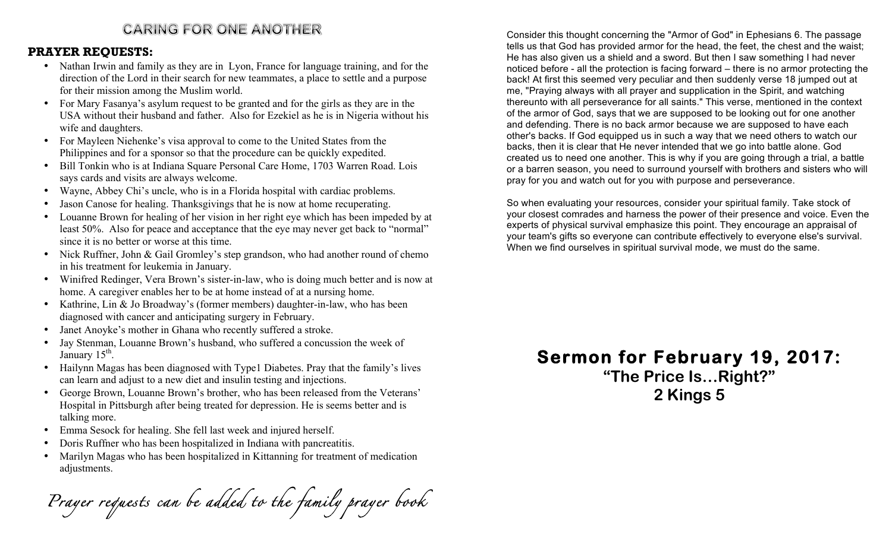## CARING FOR ONE ANOTHER

### PRAYER REQUESTS:

- Nathan Irwin and family as they are in Lyon, France for language training, and for the direction of the Lord in their search for new teammates, a place to settle and a purpose for their mission among the Muslim world.
- For Mary Fasanya's asylum request to be granted and for the girls as they are in the USA without their husband and father. Also for Ezekiel as he is in Nigeria without his wife and daughters.
- For Mayleen Niehenke's visa approval to come to the United States from the Philippines and for a sponsor so that the procedure can be quickly expedited.
- Bill Tonkin who is at Indiana Square Personal Care Home, 1703 Warren Road. Lois says cards and visits are always welcome.
- Wayne, Abbey Chi's uncle, who is in a Florida hospital with cardiac problems.
- Jason Canose for healing. Thanksgivings that he is now at home recuperating.
- Louanne Brown for healing of her vision in her right eye which has been impeded by at least 50%. Also for peace and acceptance that the eye may never get back to "normal" since it is no better or worse at this time.
- Nick Ruffner, John & Gail Gromley's step grandson, who had another round of chemo in his treatment for leukemia in January.
- Winifred Redinger, Vera Brown's sister-in-law, who is doing much better and is now at home. A caregiver enables her to be at home instead of at a nursing home.
- Kathrine, Lin & Jo Broadway's (former members) daughter-in-law, who has been diagnosed with cancer and anticipating surgery in February.
- Janet Anoyke's mother in Ghana who recently suffered a stroke.
- Jay Stenman, Louanne Brown's husband, who suffered a concussion the week of January 15th.
- Hailynn Magas has been diagnosed with Type1 Diabetes. Pray that the family's lives can learn and adjust to a new diet and insulin testing and injections.
- George Brown, Louanne Brown's brother, who has been released from the Veterans' Hospital in Pittsburgh after being treated for depression. He is seems better and is talking more.
- Emma Sesock for healing. She fell last week and injured herself.
- Doris Ruffner who has been hospitalized in Indiana with pancreatitis.
- Marilyn Magas who has been hospitalized in Kittanning for treatment of medication adjustments.

*Prayer requests can be added to the family prayer book*

Consider this thought concerning the "Armor of God" in Ephesians 6. The passage tells us that God has provided armor for the head, the feet, the chest and the waist; He has also given us a shield and a sword. But then I saw something I had never noticed before - all the protection is facing forward – there is no armor protecting the back! At first this seemed very peculiar and then suddenly verse 18 jumped out at me, "Praying always with all prayer and supplication in the Spirit, and watching thereunto with all perseverance for all saints." This verse, mentioned in the context of the armor of God, says that we are supposed to be looking out for one another and defending. There is no back armor because we are supposed to have each other's backs. If God equipped us in such a way that we need others to watch our backs, then it is clear that He never intended that we go into battle alone. God created us to need one another. This is why if you are going through a trial, a battle or a barren season, you need to surround yourself with brothers and sisters who will pray for you and watch out for you with purpose and perseverance.

So when evaluating your resources, consider your spiritual family. Take stock of your closest comrades and harness the power of their presence and voice. Even the experts of physical survival emphasize this point. They encourage an appraisal of your team's gifts so everyone can contribute effectively to everyone else's survival. When we find ourselves in spiritual survival mode, we must do the same.

## Sermon for February 19, 2017:
**"The Price Is…Right?"**
**2 Kings 5**